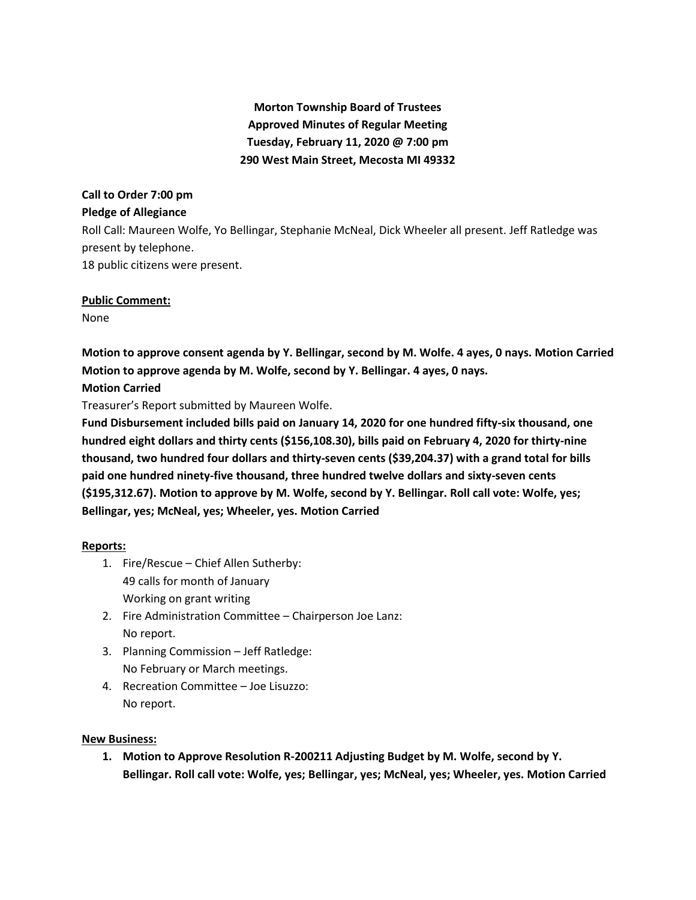**Morton Township Board of Trustees**
**Approved Minutes of Regular Meeting**
**Tuesday, February 11, 2020 @ 7:00 pm**
**290 West Main Street, Mecosta MI 49332**

**Call to Order 7:00 pm**

**Pledge of Allegiance**

Roll Call: Maureen Wolfe, Yo Bellingar, Stephanie McNeal, Dick Wheeler all present. Jeff Ratledge was present by telephone.

18 public citizens were present.

**<u>Public Comment:</u>**

None

**Motion to approve consent agenda by Y. Bellingar, second by M. Wolfe. 4 ayes, 0 nays. Motion Carried**

**Motion to approve agenda by M. Wolfe, second by Y. Bellingar. 4 ayes, 0 nays.**

**Motion Carried**

Treasurer's Report submitted by Maureen Wolfe.

**Fund Disbursement included bills paid on January 14, 2020 for one hundred fifty-six thousand, one hundred eight dollars and thirty cents ($156,108.30), bills paid on February 4, 2020 for thirty-nine thousand, two hundred four dollars and thirty-seven cents ($39,204.37) with a grand total for bills paid one hundred ninety-five thousand, three hundred twelve dollars and sixty-seven cents ($195,312.67). Motion to approve by M. Wolfe, second by Y. Bellingar. Roll call vote: Wolfe, yes; Bellingar, yes; McNeal, yes; Wheeler, yes. Motion Carried**

**<u>Reports:</u>**

1. Fire/Rescue – Chief Allen Sutherby:
   49 calls for month of January
   Working on grant writing
2. Fire Administration Committee – Chairperson Joe Lanz:
   No report.
3. Planning Commission – Jeff Ratledge:
   No February or March meetings.
4. Recreation Committee – Joe Lisuzzo:
   No report.

**<u>New Business:</u>**

1. **Motion to Approve Resolution R-200211 Adjusting Budget by M. Wolfe, second by Y. Bellingar. Roll call vote: Wolfe, yes; Bellingar, yes; McNeal, yes; Wheeler, yes. Motion Carried**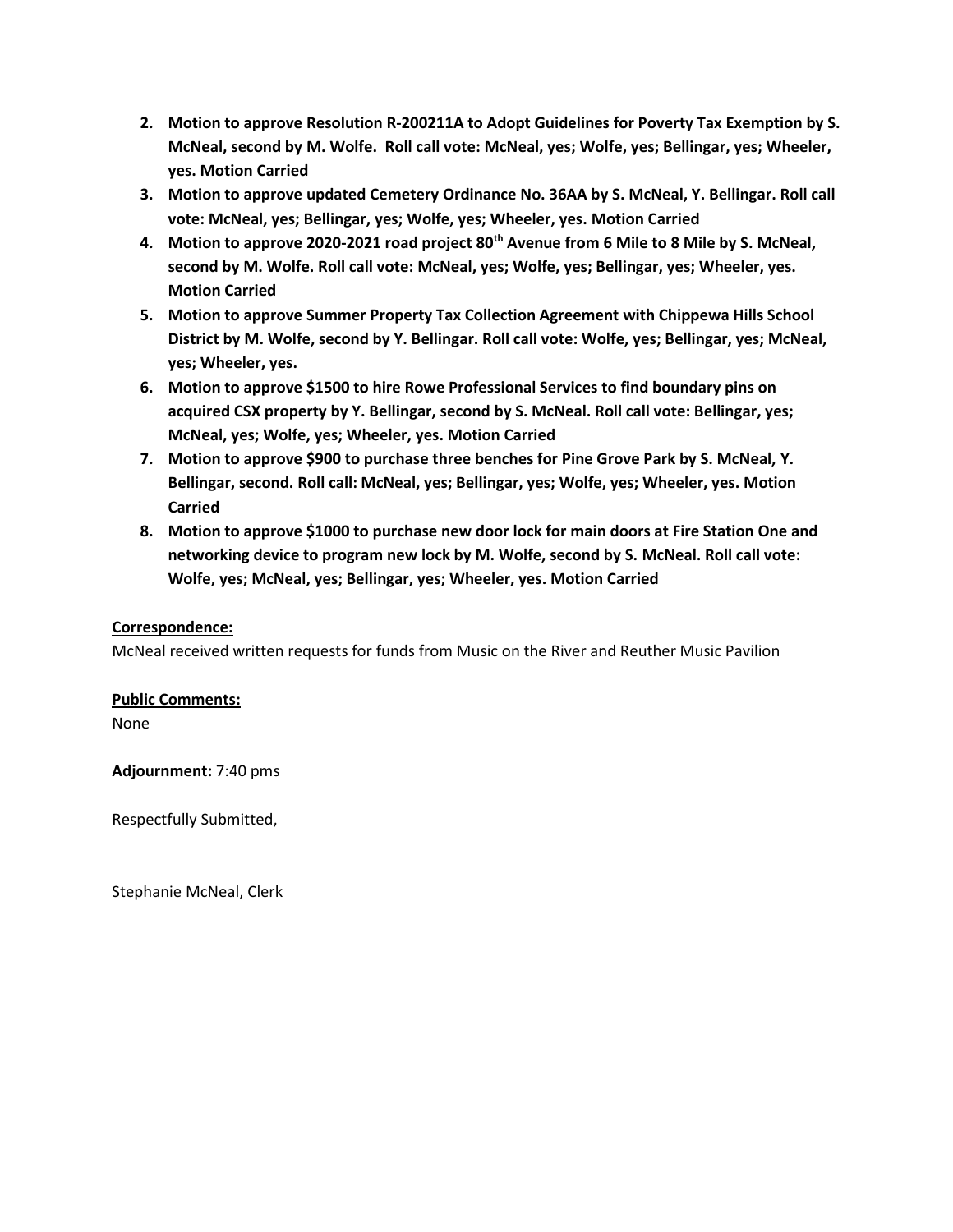2. **Motion to approve Resolution R-200211A to Adopt Guidelines for Poverty Tax Exemption by S. McNeal, second by M. Wolfe. Roll call vote: McNeal, yes; Wolfe, yes; Bellingar, yes; Wheeler, yes. Motion Carried**
3. **Motion to approve updated Cemetery Ordinance No. 36AA by S. McNeal, Y. Bellingar. Roll call vote: McNeal, yes; Bellingar, yes; Wolfe, yes; Wheeler, yes. Motion Carried**
4. **Motion to approve 2020-2021 road project 80th Avenue from 6 Mile to 8 Mile by S. McNeal, second by M. Wolfe. Roll call vote: McNeal, yes; Wolfe, yes; Bellingar, yes; Wheeler, yes. Motion Carried**
5. **Motion to approve Summer Property Tax Collection Agreement with Chippewa Hills School District by M. Wolfe, second by Y. Bellingar. Roll call vote: Wolfe, yes; Bellingar, yes; McNeal, yes; Wheeler, yes.**
6. **Motion to approve $1500 to hire Rowe Professional Services to find boundary pins on acquired CSX property by Y. Bellingar, second by S. McNeal. Roll call vote: Bellingar, yes; McNeal, yes; Wolfe, yes; Wheeler, yes. Motion Carried**
7. **Motion to approve $900 to purchase three benches for Pine Grove Park by S. McNeal, Y. Bellingar, second. Roll call: McNeal, yes; Bellingar, yes; Wolfe, yes; Wheeler, yes. Motion Carried**
8. **Motion to approve $1000 to purchase new door lock for main doors at Fire Station One and networking device to program new lock by M. Wolfe, second by S. McNeal. Roll call vote: Wolfe, yes; McNeal, yes; Bellingar, yes; Wheeler, yes. Motion Carried**

**Correspondence:**

McNeal received written requests for funds from Music on the River and Reuther Music Pavilion

**Public Comments:**

None

**Adjournment:** 7:40 pms

Respectfully Submitted,

Stephanie McNeal, Clerk